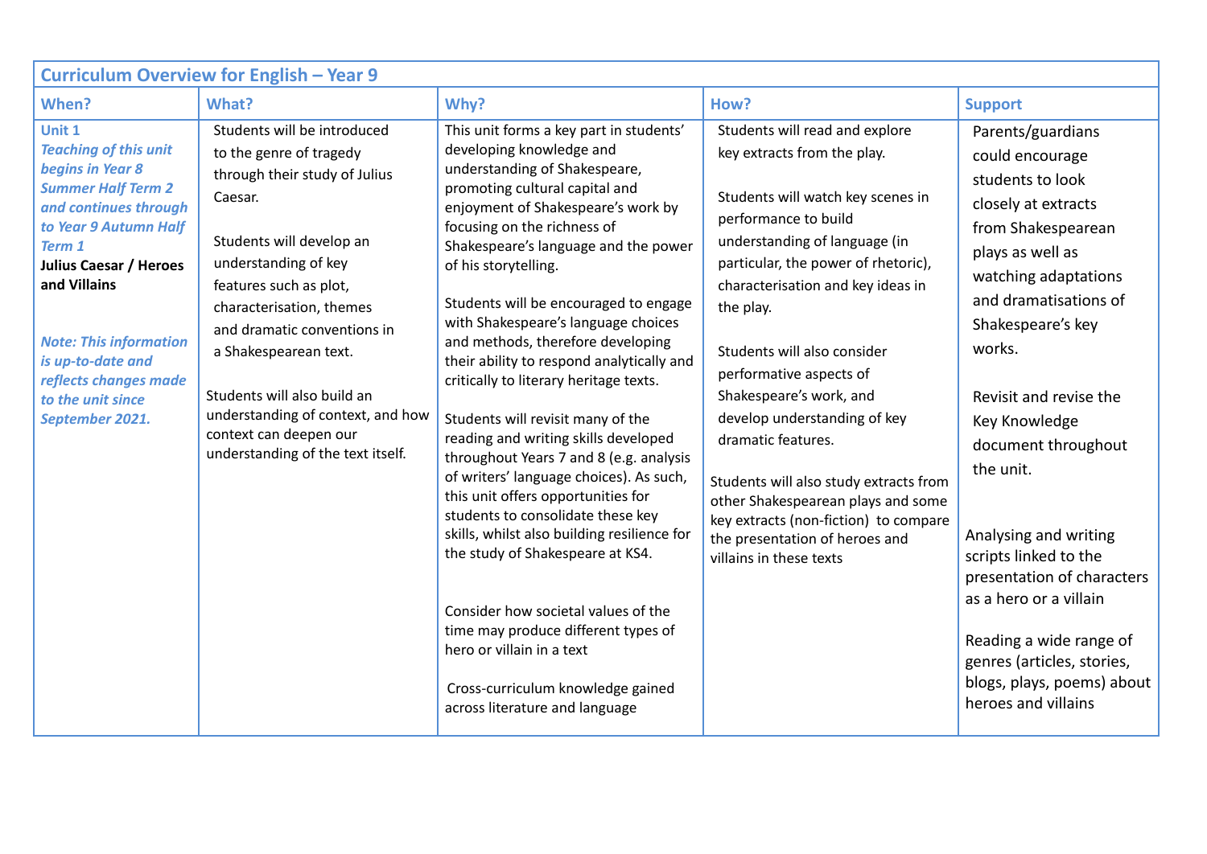| Curriculum Overview for English – Year 9 | | | | |
|---|---|---|---|---|
| **When?** | **What?** | **Why?** | **How?** | **Support** |
| **Unit 1**<br>***Teaching of this unit begins in Year 8 Summer Half Term 2 and continues through to Year 9 Autumn Half Term 1***<br>**Julius Caesar / Heroes and Villains**<br><br>***Note: This information is up-to-date and reflects changes made to the unit since September 2021.*** | Students will be introduced to the genre of tragedy through their study of Julius Caesar.<br><br>Students will develop an understanding of key features such as plot, characterisation, themes and dramatic conventions in a Shakespearean text.<br><br>Students will also build an understanding of context, and how context can deepen our understanding of the text itself. | This unit forms a key part in students' developing knowledge and understanding of Shakespeare, promoting cultural capital and enjoyment of Shakespeare's work by focusing on the richness of Shakespeare's language and the power of his storytelling.<br><br>Students will be encouraged to engage with Shakespeare's language choices and methods, therefore developing their ability to respond analytically and critically to literary heritage texts.<br><br>Students will revisit many of the reading and writing skills developed throughout Years 7 and 8 (e.g. analysis of writers' language choices). As such, this unit offers opportunities for students to consolidate these key skills, whilst also building resilience for the study of Shakespeare at KS4.<br><br>Consider how societal values of the time may produce different types of hero or villain in a text<br><br>Cross-curriculum knowledge gained across literature and language | Students will read and explore key extracts from the play.<br><br>Students will watch key scenes in performance to build understanding of language (in particular, the power of rhetoric), characterisation and key ideas in the play.<br><br>Students will also consider performative aspects of Shakespeare's work, and develop understanding of key dramatic features.<br><br>Students will also study extracts from other Shakespearean plays and some key extracts (non-fiction) to compare the presentation of heroes and villains in these texts | Parents/guardians could encourage students to look closely at extracts from Shakespearean plays as well as watching adaptations and dramatisations of Shakespeare's key works.<br><br>Revisit and revise the Key Knowledge document throughout the unit.<br><br>Analysing and writing scripts linked to the presentation of characters as a hero or a villain<br><br>Reading a wide range of genres (articles, stories, blogs, plays, poems) about heroes and villains |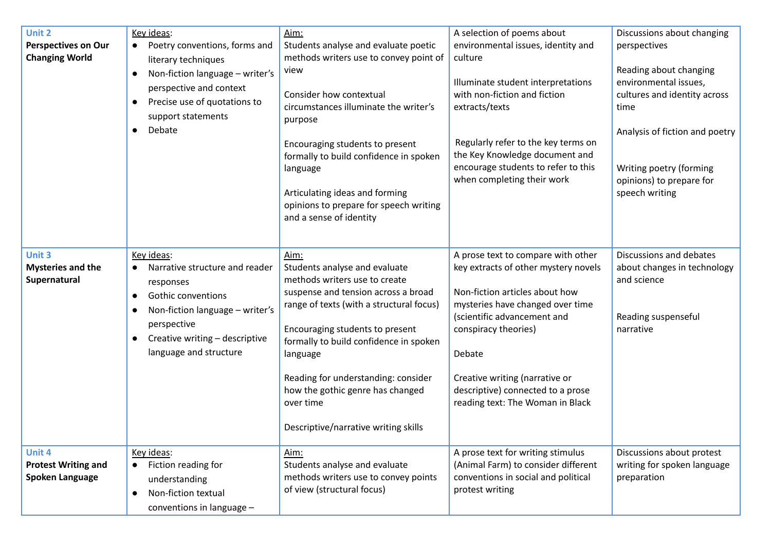| Unit 2 **Perspectives on Our Changing World** | Key ideas:<br>• Poetry conventions, forms and literary techniques<br>• Non-fiction language – writer's perspective and context<br>• Precise use of quotations to support statements<br>• Debate | Aim:<br>Students analyse and evaluate poetic methods writers use to convey point of view<br><br>Consider how contextual circumstances illuminate the writer's purpose<br><br>Encouraging students to present formally to build confidence in spoken language<br><br>Articulating ideas and forming opinions to prepare for speech writing and a sense of identity | A selection of poems about environmental issues, identity and culture<br><br>Illuminate student interpretations with non-fiction and fiction extracts/texts<br><br>Regularly refer to the key terms on the Key Knowledge document and encourage students to refer to this when completing their work | Discussions about changing perspectives<br><br>Reading about changing environmental issues, cultures and identity across time<br><br>Analysis of fiction and poetry<br><br>Writing poetry (forming opinions) to prepare for speech writing |
|---|---|---|---|---|
| Unit 3 **Mysteries and the Supernatural** | Key ideas:<br>• Narrative structure and reader responses<br>• Gothic conventions<br>• Non-fiction language – writer's perspective<br>• Creative writing – descriptive language and structure | Aim:<br>Students analyse and evaluate methods writers use to create suspense and tension across a broad range of texts (with a structural focus)<br><br>Encouraging students to present formally to build confidence in spoken language<br><br>Reading for understanding: consider how the gothic genre has changed over time<br><br>Descriptive/narrative writing skills | A prose text to compare with other key extracts of other mystery novels<br><br>Non-fiction articles about how mysteries have changed over time (scientific advancement and conspiracy theories)<br><br>Debate<br><br>Creative writing (narrative or descriptive) connected to a prose reading text: The Woman in Black | Discussions and debates about changes in technology and science<br><br>Reading suspenseful narrative |
| Unit 4 **Protest Writing and Spoken Language** | Key ideas:<br>• Fiction reading for understanding<br>• Non-fiction textual conventions in language – | Aim:<br>Students analyse and evaluate methods writers use to convey points of view (structural focus) | A prose text for writing stimulus (Animal Farm) to consider different conventions in social and political protest writing | Discussions about protest writing for spoken language preparation |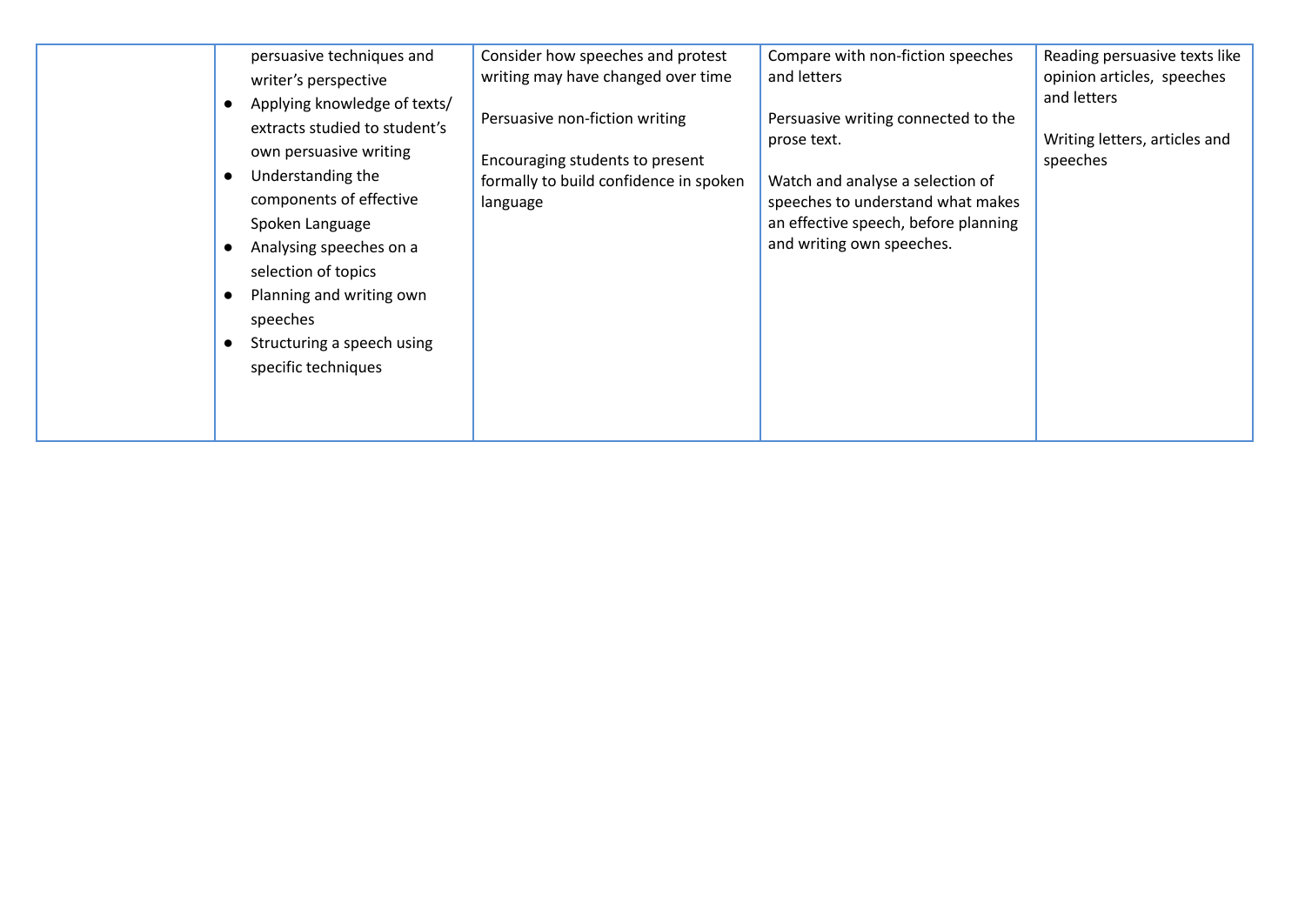| | | | | |
|---|---|---|---|---|
| | persuasive techniques and writer's perspective<br>• Applying knowledge of texts/ extracts studied to student's own persuasive writing<br>• Understanding the components of effective Spoken Language<br>• Analysing speeches on a selection of topics<br>• Planning and writing own speeches<br>• Structuring a speech using specific techniques | Consider how speeches and protest writing may have changed over time<br><br>Persuasive non-fiction writing<br><br>Encouraging students to present formally to build confidence in spoken language | Compare with non-fiction speeches and letters<br><br>Persuasive writing connected to the prose text.<br><br>Watch and analyse a selection of speeches to understand what makes an effective speech, before planning and writing own speeches. | Reading persuasive texts like opinion articles, speeches and letters<br><br>Writing letters, articles and speeches |